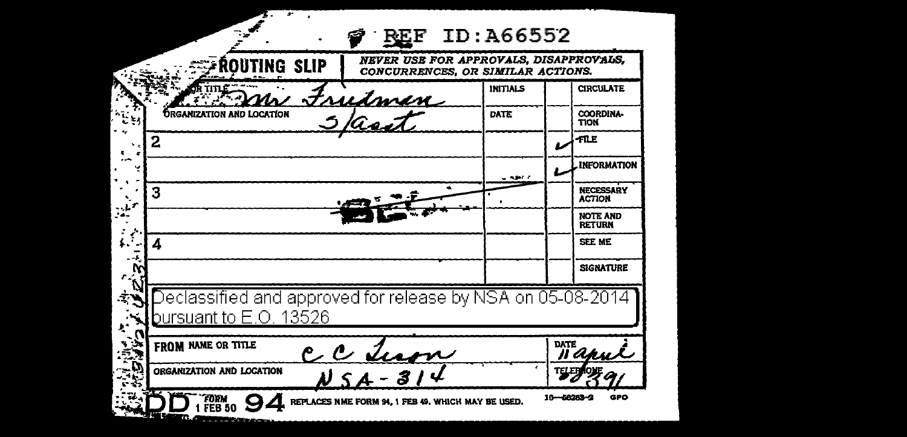REF ID:A66552

**ROUTING SLIP** | *NEVER USE FOR APPROVALS, DISAPPROVALS, CONCURRENCES, OR SIMILAR ACTIONS.*

| NAME OR TITLE | INITIALS | | CIRCULATE |
|---|---|---|---|
| Mr Friedman | | | |
| ORGANIZATION AND LOCATION | DATE | | COORDINATION |
| S/asst | | | |
| 2 | | ✓ | FILE |
| | | ✓ | INFORMATION |
| 3 | | | NECESSARY ACTION |
| | | | NOTE AND RETURN |
| 4 | | | SEE ME |
| | | | SIGNATURE |

Declassified and approved for release by NSA on 05-08-2014 pursuant to E.O. 13526

| FROM NAME OR TITLE | DATE |
|---|---|
| C C Tisson | 11 April |
| ORGANIZATION AND LOCATION | TELEPHONE |
| NSA-314 | 60391 |

DD FORM 1 FEB 50 94 REPLACES NME FORM 94, 1 FEB 49, WHICH MAY BE USED. 10—56263-2 GPO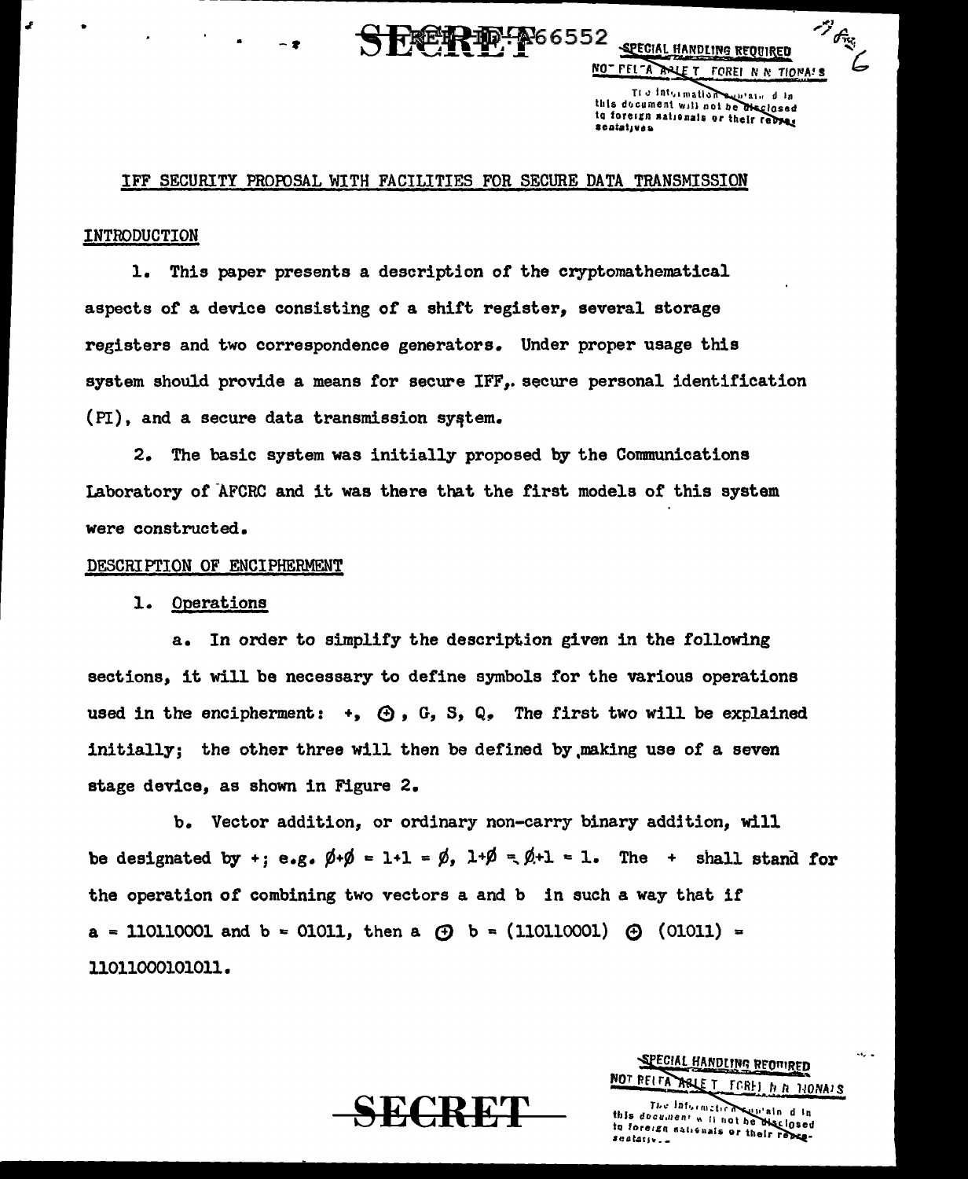## IFF SECURITY PROPOSAL WITH FACILITIES FOR SECURE DATA TRANSMISSION

### INTRODUCTION

1. This paper presents a description of the cryptomathematical aspects of a device consisting of a shift register, several storage registers and two correspondence generators. Under proper usage this system should provide a means for secure IFF, secure personal identification (PI), and a secure data transmission system.

2. The basic system was initially proposed by the Communications Laboratory of AFCRC and it was there that the first models of this system were constructed.

### DESCRIPTION OF ENCIPHERMENT

1. Operations

a. In order to simplify the description given in the following sections, it will be necessary to define symbols for the various operations used in the encipherment: +, $\oplus$, G, S, Q. The first two will be explained initially; the other three will then be defined by making use of a seven stage device, as shown in Figure 2.

b. Vector addition, or ordinary non-carry binary addition, will be designated by +; e.g. $\emptyset+\emptyset = 1+1 = \emptyset$, $1+\emptyset = \emptyset+1 = 1$. The + shall stand for the operation of combining two vectors a and b in such a way that if a = 110110001 and b = 01011, then a $\oplus$ b = (110110001) $\oplus$ (01011) = 11011000101011.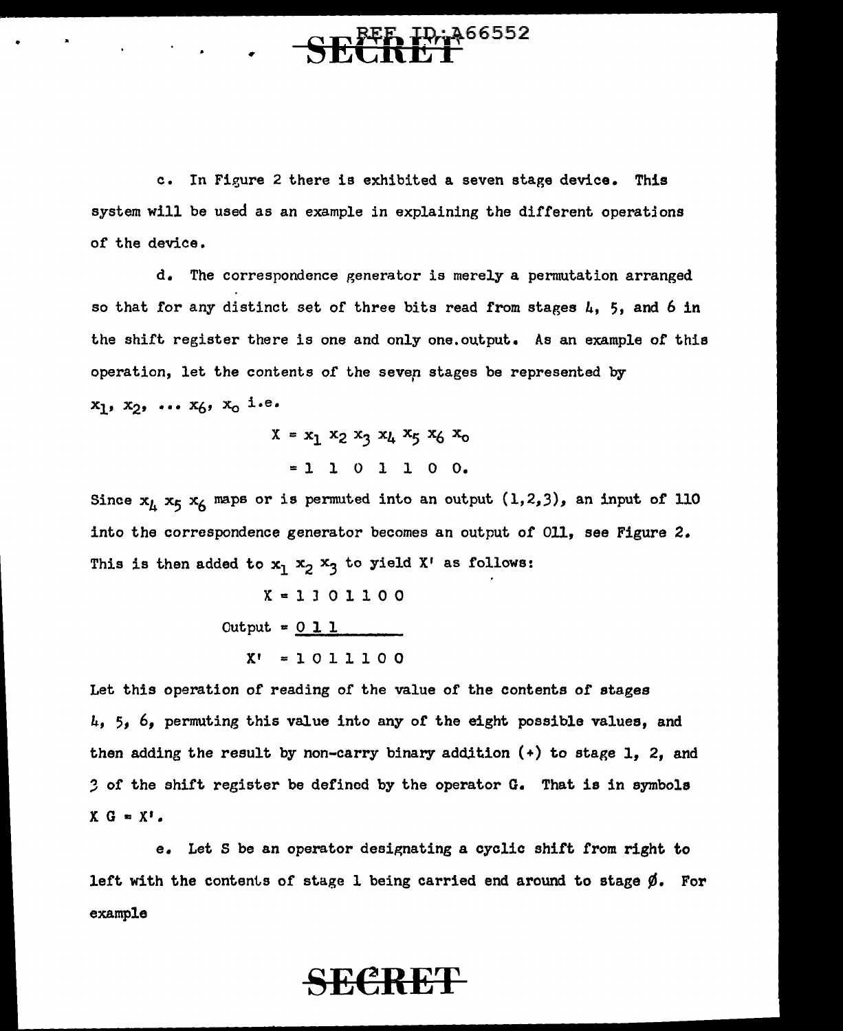c. In Figure 2 there is exhibited a seven stage device. This system will be used as an example in explaining the different operations of the device.

d. The correspondence generator is merely a permutation arranged so that for any distinct set of three bits read from stages 4, 5, and 6 in the shift register there is one and only one output. As an example of this operation, let the contents of the seven stages be represented by $x_1$, $x_2$, ... $x_6$, $x_0$ i.e.

$$X = x_1\ x_2\ x_3\ x_4\ x_5\ x_6\ x_0$$

$$= 1\ 1\ 0\ 1\ 1\ 0\ 0.$$

Since $x_4\ x_5\ x_6$ maps or is permuted into an output (1,2,3), an input of 110 into the correspondence generator becomes an output of 011, see Figure 2. This is then added to $x_1\ x_2\ x_3$ to yield X' as follows:

```
      X = 1 1 0 1 1 0 0
 Output = 0 1 1
     X' = 1 0 1 1 1 0 0
```

Let this operation of reading of the value of the contents of stages 4, 5, 6, permuting this value into any of the eight possible values, and then adding the result by non-carry binary addition (+) to stage 1, 2, and 3 of the shift register be defined by the operator G. That is in symbols $X\ G = X'$.

e. Let S be an operator designating a cyclic shift from right to left with the contents of stage 1 being carried end around to stage Ø. For example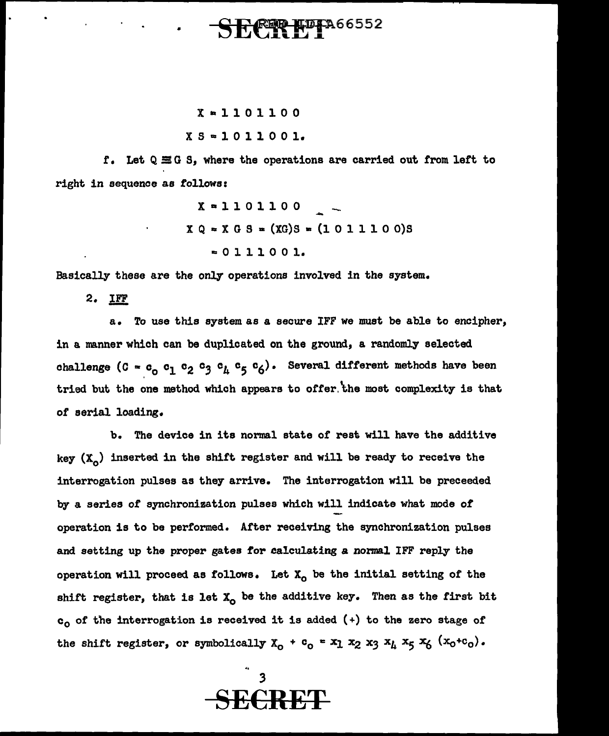$$X = 1\ 1\ 0\ 1\ 1\ 0\ 0$$

$$X\ S = 1\ 0\ 1\ 1\ 0\ 0\ 1.$$

f. Let $Q \equiv G\ S$, where the operations are carried out from left to right in sequence as follows:

$$X = 1\ 1\ 0\ 1\ 1\ 0\ 0$$

$$X\ Q = X\ G\ S = (XG)S = (1\ 0\ 1\ 1\ 1\ 0\ 0)S$$

$$= 0\ 1\ 1\ 1\ 0\ 0\ 1.$$

Basically these are the only operations involved in the system.

2. IFF

a. To use this system as a secure IFF we must be able to encipher, in a manner which can be duplicated on the ground, a randomly selected challenge ($C = c_0\ c_1\ c_2\ c_3\ c_4\ c_5\ c_6$). Several different methods have been tried but the one method which appears to offer the most complexity is that of serial loading.

b. The device in its normal state of rest will have the additive key ($X_0$) inserted in the shift register and will be ready to receive the interrogation pulses as they arrive. The interrogation will be preceeded by a series of synchronization pulses which will indicate what mode of operation is to be performed. After receiving the synchronization pulses and setting up the proper gates for calculating a normal IFF reply the operation will proceed as follows. Let $X_0$ be the initial setting of the shift register, that is let $X_0$ be the additive key. Then as the first bit $c_0$ of the interrogation is received it is added (+) to the zero stage of the shift register, or symbolically $X_0 + c_0 = x_1\ x_2\ x_3\ x_4\ x_5\ x_6\ (x_0 + c_0)$.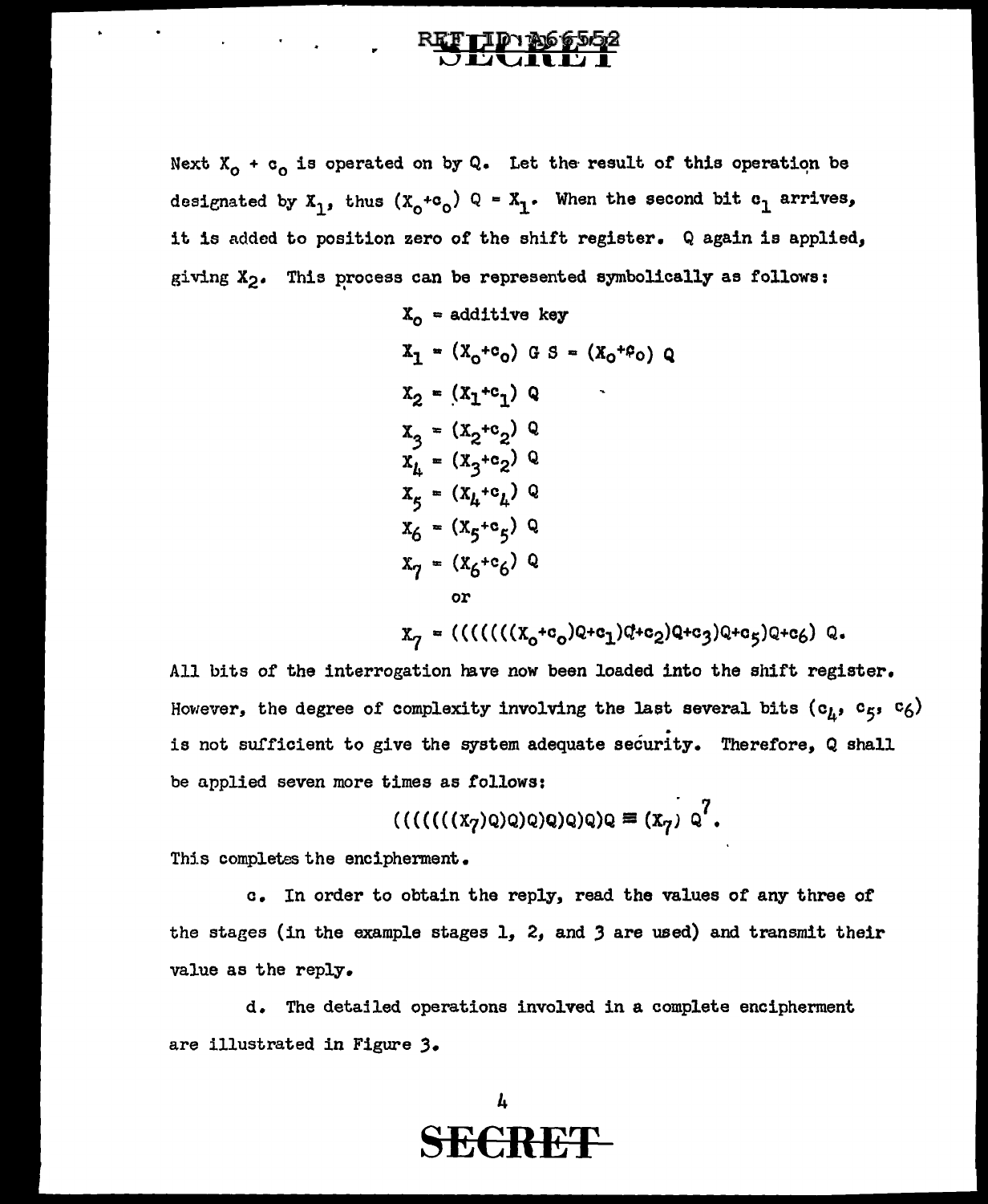Next $X_0 + c_0$ is operated on by Q. Let the result of this operation be designated by $X_1$, thus $(X_0+c_0) Q = X_1$. When the second bit $c_1$ arrives, it is added to position zero of the shift register. Q again is applied, giving $X_2$. This process can be represented symbolically as follows:

$$X_0 = \text{additive key}$$

$$X_1 = (X_0+c_0) \text{ G S} = (X_0+c_0) Q$$

$$X_2 = (X_1+c_1) Q$$

$$X_3 = (X_2+c_2) Q$$

$$X_4 = (X_3+c_2) Q$$

$$X_5 = (X_4+c_4) Q$$

$$X_6 = (X_5+c_5) Q$$

$$X_7 = (X_6+c_6) Q$$

or

$$X_7 = (((((((X_0+c_0)Q+c_1)Q+c_2)Q+c_3)Q+c_5)Q+c_6) Q.$$

All bits of the interrogation have now been loaded into the shift register. However, the degree of complexity involving the last several bits ($c_4$, $c_5$, $c_6$) is not sufficient to give the system adequate security. Therefore, Q shall be applied seven more times as follows:

$$(((((((X_7)Q)Q)Q)Q)Q)Q)Q \equiv (X_7)\ Q^7.$$

This completes the encipherment.

c. In order to obtain the reply, read the values of any three of the stages (in the example stages 1, 2, and 3 are used) and transmit their value as the reply.

d. The detailed operations involved in a complete encipherment are illustrated in Figure 3.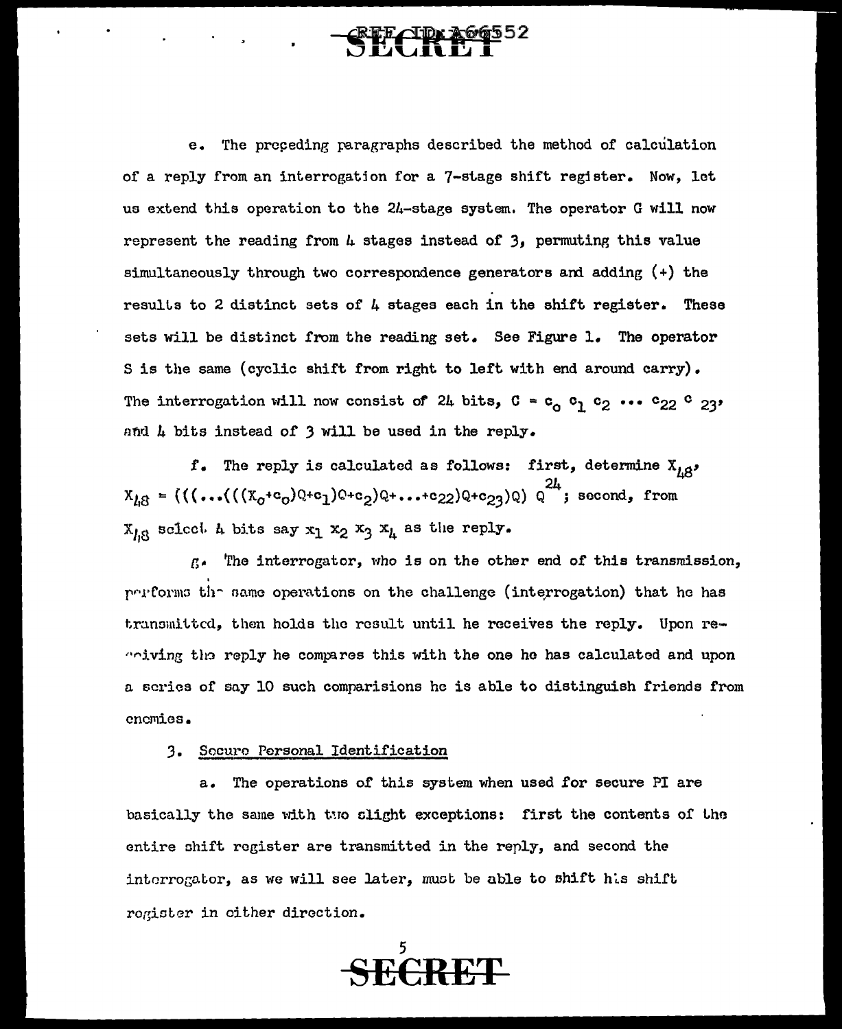e. The preceding paragraphs described the method of calculation of a reply from an interrogation for a 7-stage shift register. Now, let us extend this operation to the 24-stage system. The operator G will now represent the reading from 4 stages instead of 3, permuting this value simultaneously through two correspondence generators and adding (+) the results to 2 distinct sets of 4 stages each in the shift register. These sets will be distinct from the reading set. See Figure 1. The operator S is the same (cyclic shift from right to left with end around carry). The interrogation will now consist of 24 bits, $C = c_0\ c_1\ c_2 \cdots c_{22}\ c_{23}$, and 4 bits instead of 3 will be used in the reply.

f. The reply is calculated as follows: first, determine $X_{48}$, $X_{48} = (((\ldots(((X_0+c_0)Q+c_1)Q+c_2)Q+\ldots+c_{22})Q+c_{23})Q)\ Q^{24}$; second, from $X_{48}$ select 4 bits say $x_1\ x_2\ x_3\ x_4$ as the reply.

g. The interrogator, who is on the other end of this transmission, performs the same operations on the challenge (interrogation) that he has transmitted, then holds the result until he receives the reply. Upon receiving the reply he compares this with the one he has calculated and upon a series of say 10 such comparisions he is able to distinguish friends from enemies.

3. Secure Personal Identification

a. The operations of this system when used for secure PI are basically the same with two slight exceptions: first the contents of the entire shift register are transmitted in the reply, and second the interrogator, as we will see later, must be able to shift his shift register in either direction.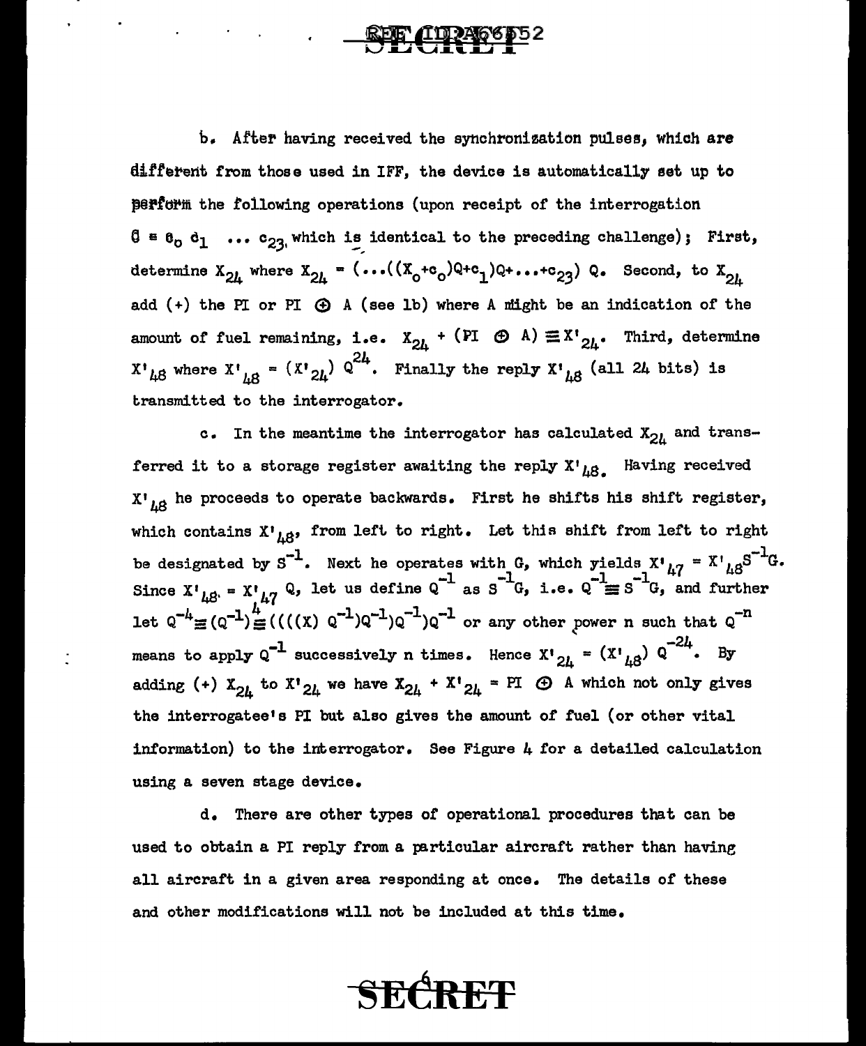b. After having received the synchronization pulses, which are different from those used in IFF, the device is automatically set up to perform the following operations (upon receipt of the interrogation $C = c_0\, c_1\, \ldots\, c_{23}$, which is identical to the preceding challenge); First, determine $X_{24}$ where $X_{24} = (\ldots((X_0+c_0)Q+c_1)Q+\ldots+c_{23})\,Q$. Second, to $X_{24}$ add (+) the PI or PI $\oplus$ A (see 1b) where A might be an indication of the amount of fuel remaining, i.e. $X_{24} + (\text{PI} \oplus A) \equiv X'_{24}$. Third, determine $X'_{48}$ where $X'_{48} = (X'_{24})\,Q^{24}$. Finally the reply $X'_{48}$ (all 24 bits) is transmitted to the interrogator.

c. In the meantime the interrogator has calculated $X_{24}$ and transferred it to a storage register awaiting the reply $X'_{48}$. Having received $X'_{48}$ he proceeds to operate backwards. First he shifts his shift register, which contains $X'_{48}$, from left to right. Let this shift from left to right be designated by $S^{-1}$. Next he operates with G, which yields $X'_{47} = X'_{48}S^{-1}G$. Since $X'_{48} = X'_{47}\,Q$, let us define $Q^{-1}$ as $S^{-1}G$, i.e. $Q^{-1} \equiv S^{-1}G$, and further let $Q^{-4} \equiv (Q^{-1})^4 \equiv ((((X)\,Q^{-1})Q^{-1})Q^{-1})Q^{-1}$ or any other power n such that $Q^{-n}$ means to apply $Q^{-1}$ successively n times. Hence $X'_{24} = (X'_{48})\,Q^{-24}$. By adding (+) $X_{24}$ to $X'_{24}$ we have $X_{24} + X'_{24} = \text{PI} \oplus A$ which not only gives the interrogatee's PI but also gives the amount of fuel (or other vital information) to the interrogator. See Figure 4 for a detailed calculation using a seven stage device.

d. There are other types of operational procedures that can be used to obtain a PI reply from a particular aircraft rather than having all aircraft in a given area responding at once. The details of these and other modifications will not be included at this time.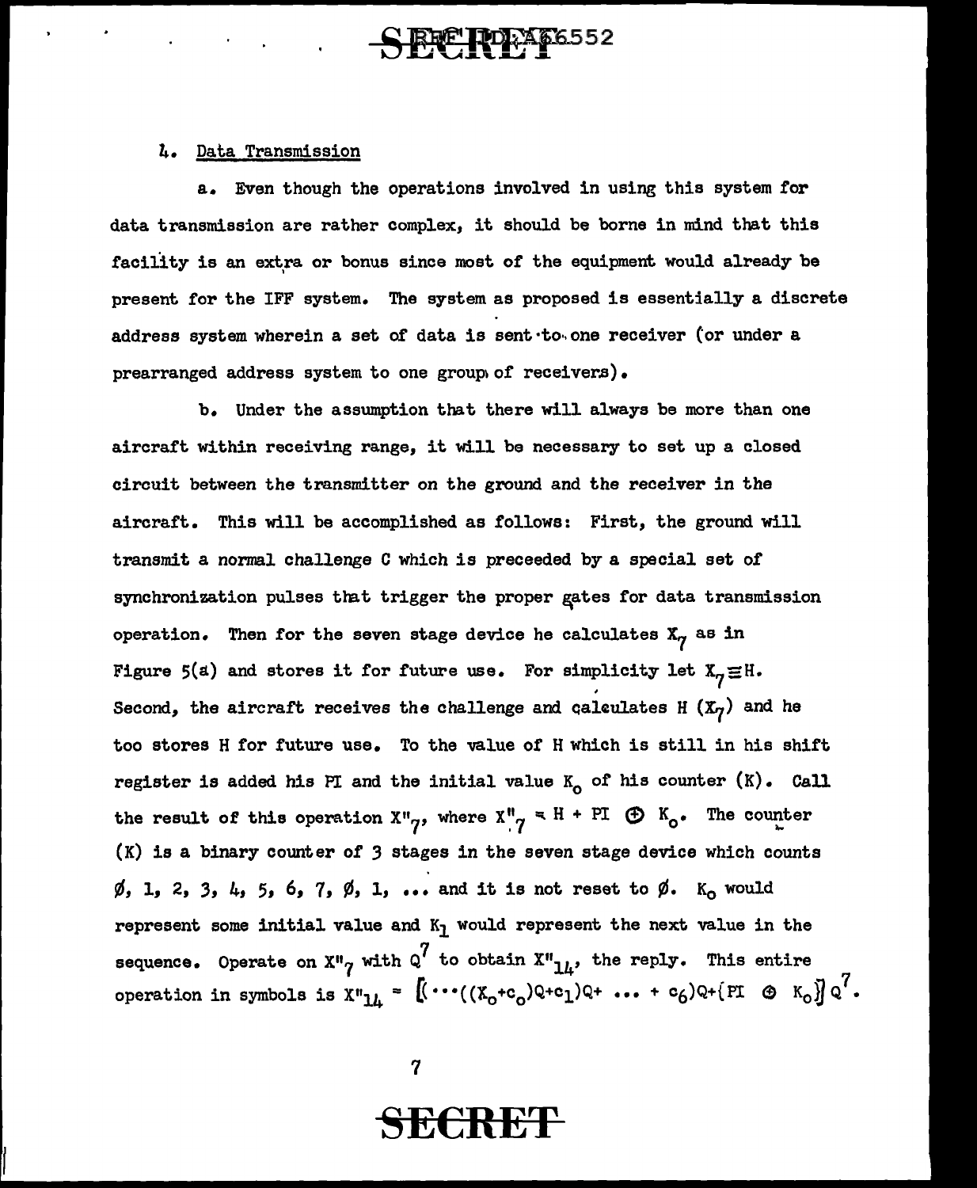## 4. Data Transmission

a. Even though the operations involved in using this system for data transmission are rather complex, it should be borne in mind that this facility is an extra or bonus since most of the equipment would already be present for the IFF system. The system as proposed is essentially a discrete address system wherein a set of data is sent to one receiver (or under a prearranged address system to one group of receivers).

b. Under the assumption that there will always be more than one aircraft within receiving range, it will be necessary to set up a closed circuit between the transmitter on the ground and the receiver in the aircraft. This will be accomplished as follows: First, the ground will transmit a normal challenge C which is preceeded by a special set of synchronization pulses that trigger the proper gates for data transmission operation. Then for the seven stage device he calculates $X_7$ as in Figure 5(a) and stores it for future use. For simplicity let $X_7 \equiv H$. Second, the aircraft receives the challenge and calculates H ($X_7$) and he too stores H for future use. To the value of H which is still in his shift register is added his PI and the initial value $K_o$ of his counter (K). Call the result of this operation $X''_7$, where $X''_7 = H + PI \oplus K_o$. The counter (K) is a binary counter of 3 stages in the seven stage device which counts Ø, 1, 2, 3, 4, 5, 6, 7, Ø, 1, ... and it is not reset to Ø. $K_o$ would represent some initial value and $K_1$ would represent the next value in the sequence. Operate on $X''_7$ with $Q^7$ to obtain $X''_{14}$, the reply. This entire operation in symbols is $X''_{14} = \left[(\cdots((X_o+c_o)Q+c_1)Q+ \ldots + c_6)Q+\{PI \oplus K_o\}\right]Q^7$.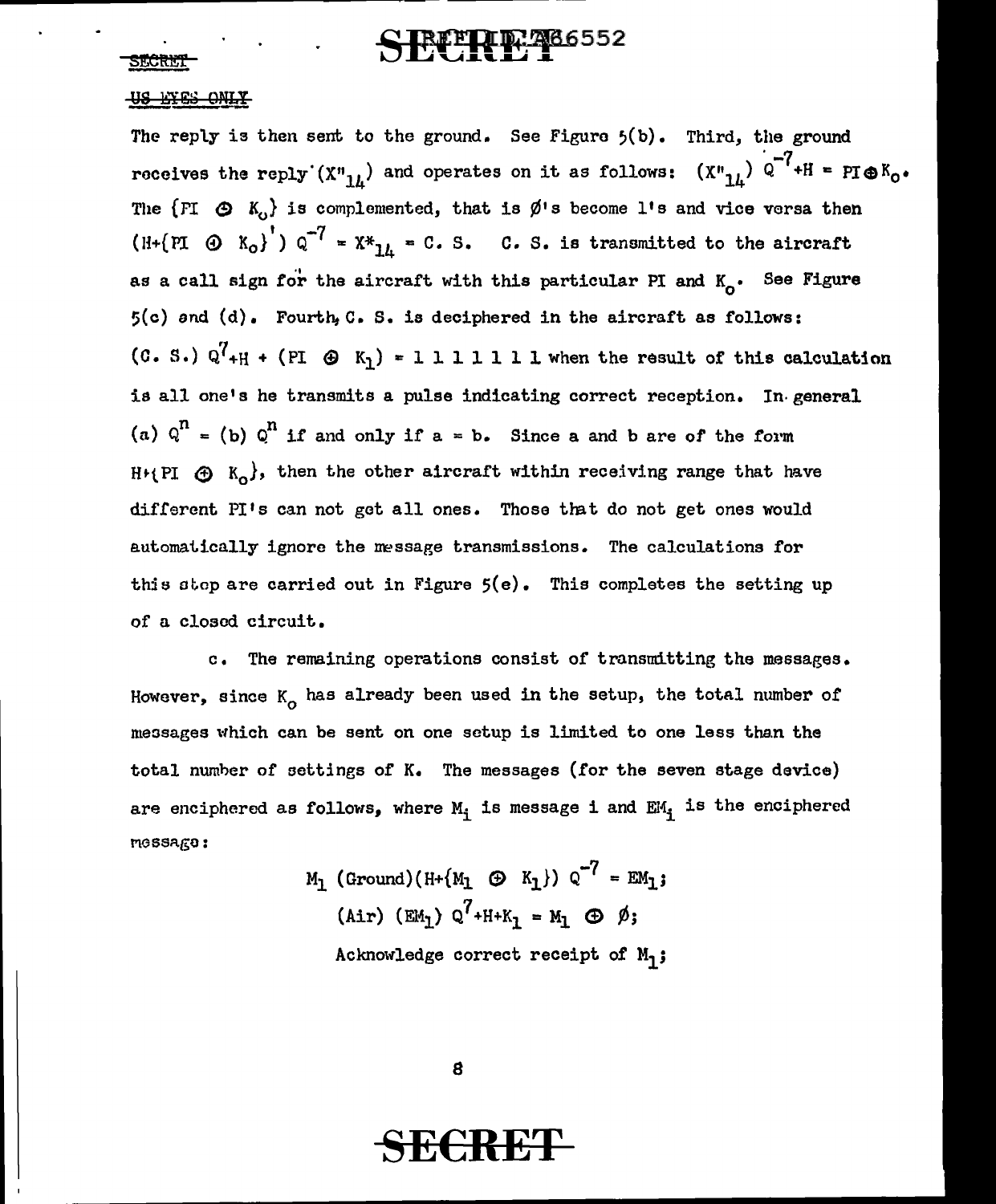The reply is then sent to the ground. See Figure 5(b). Third, the ground receives the reply ($X''_{14}$) and operates on it as follows: $(X''_{14})\ Q^{-7}+H = PI \oplus K_o$. The $\{PI \oplus K_o\}$ is complemented, that is $\emptyset$'s become 1's and vice versa then $(H+\{PI \oplus K_o\}')\ Q^{-7} = X^*_{14} = C.\ S.$ C. S. is transmitted to the aircraft as a call sign for the aircraft with this particular PI and $K_o$. See Figure 5(c) and (d). Fourth, C. S. is deciphered in the aircraft as follows: $(C.\ S.)\ Q^7+H + (PI \oplus K_1) = 1\ 1\ 1\ 1\ 1\ 1\ 1$ when the result of this calculation is all one's he transmits a pulse indicating correct reception. In general $(a)\ Q^n = (b)\ Q^n$ if and only if $a = b$. Since a and b are of the form $H+\{PI \oplus K_o\}$, then the other aircraft within receiving range that have different PI's can not get all ones. Those that do not get ones would automatically ignore the message transmissions. The calculations for this step are carried out in Figure 5(e). This completes the setting up of a closed circuit.

c. The remaining operations consist of transmitting the messages. However, since $K_o$ has already been used in the setup, the total number of messages which can be sent on one setup is limited to one less than the total number of settings of K. The messages (for the seven stage device) are enciphered as follows, where $M_i$ is message i and $EM_i$ is the enciphered message:

$$M_1\ (\text{Ground})(H+\{M_1 \oplus K_1\})\ Q^{-7} = EM_1;$$

$$(\text{Air})\ (EM_1)\ Q^7+H+K_1 = M_1 \oplus \emptyset;$$

Acknowledge correct receipt of $M_1$;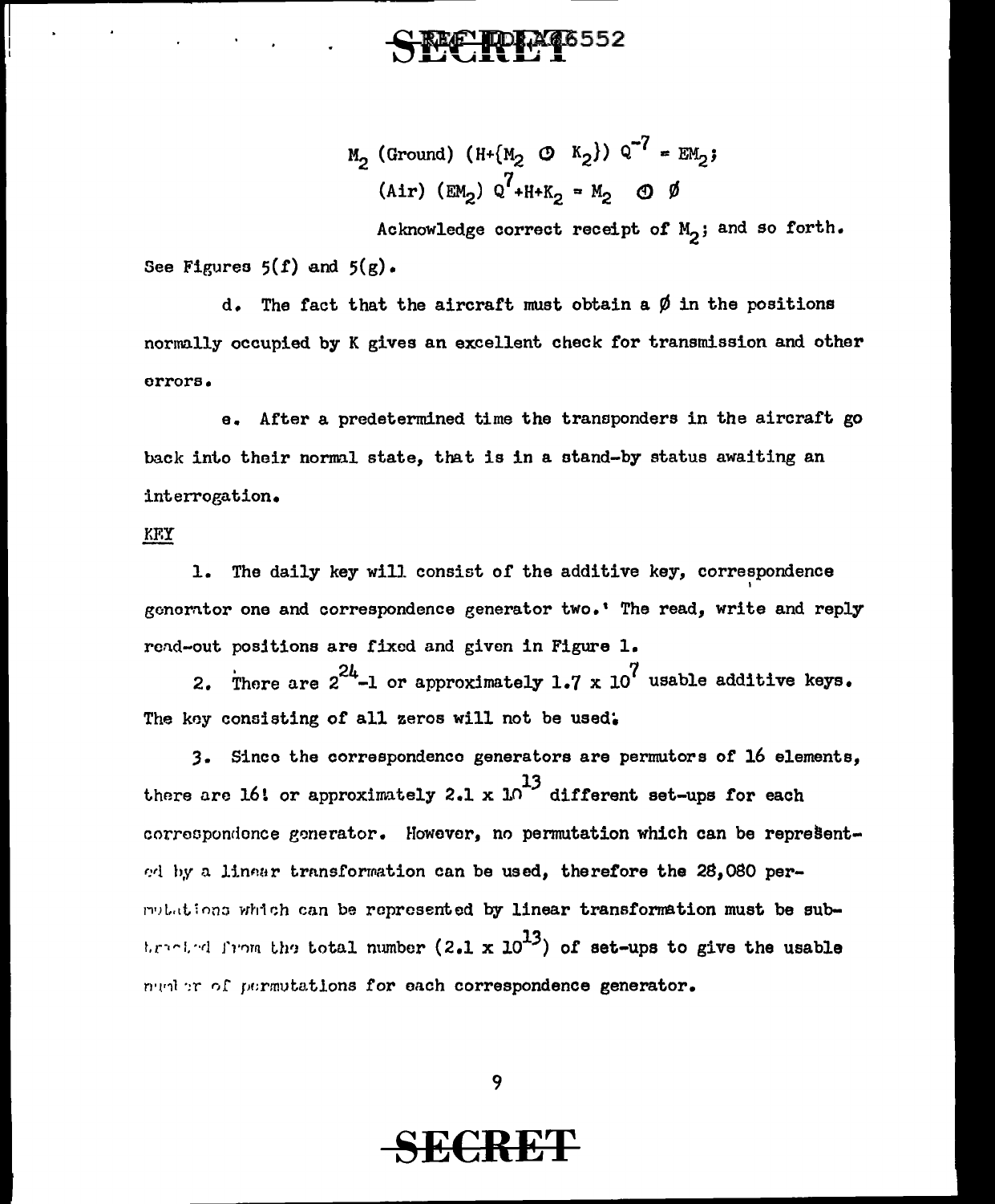$$M_2 \text{ (Ground) } (H + \{M_2 \oplus K_2\})\, Q^{-7} = EM_2;$$

$$\text{(Air) } (EM_2)\, Q^{7} + H + K_2 = M_2 \oplus \emptyset$$

Acknowledge correct receipt of $M_2$; and so forth. See Figures 5(f) and 5(g).

d. The fact that the aircraft must obtain a $\emptyset$ in the positions normally occupied by K gives an excellent check for transmission and other errors.

e. After a predetermined time the transponders in the aircraft go back into their normal state, that is in a stand-by status awaiting an interrogation.

KEY

1. The daily key will consist of the additive key, correspondence generator one and correspondence generator two. The read, write and reply read-out positions are fixed and given in Figure 1.

2. There are $2^{24}-1$ or approximately $1.7 \times 10^{7}$ usable additive keys. The key consisting of all zeros will not be used.

3. Since the correspondence generators are permutors of 16 elements, there are 16! or approximately $2.1 \times 10^{13}$ different set-ups for each correspondence generator. However, no permutation which can be represented by a linear transformation can be used, therefore the 28,080 permutations which can be represented by linear transformation must be subtracted from the total number ($2.1 \times 10^{13}$) of set-ups to give the usable number of permutations for each correspondence generator.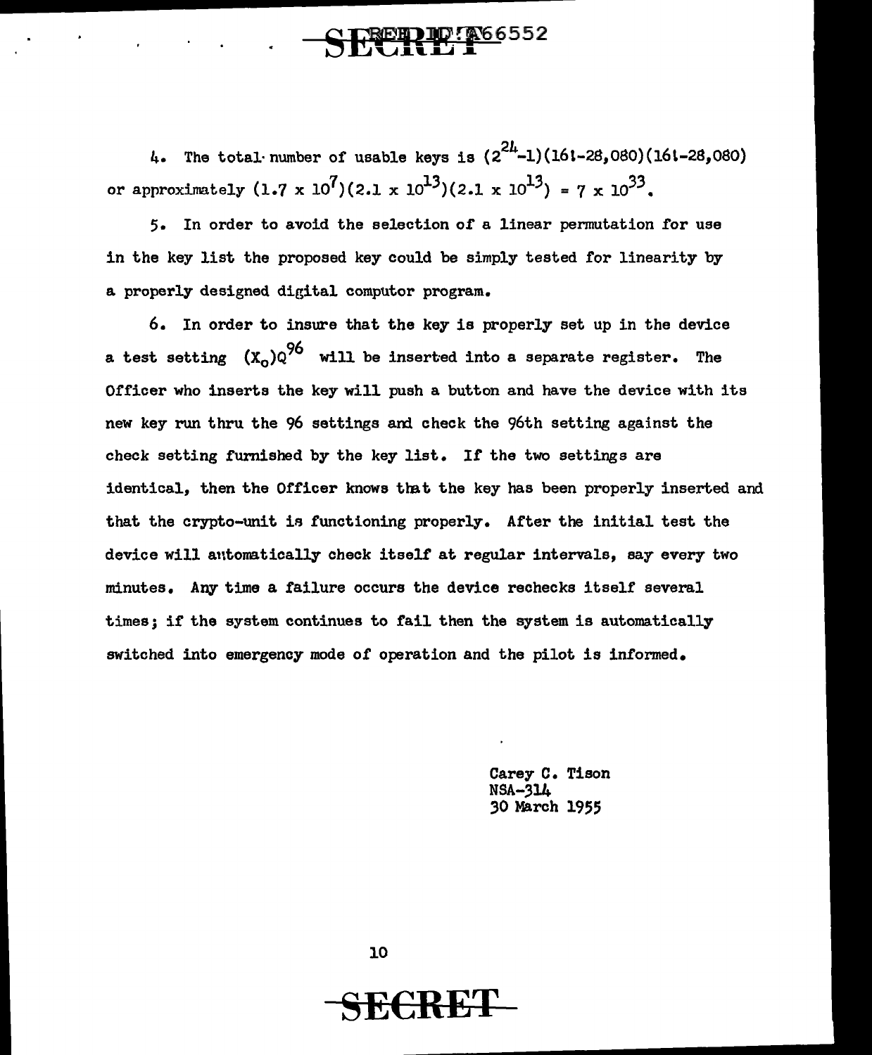4. The total number of usable keys is $(2^{24}-1)(16!-28,080)(16!-28,080)$ or approximately $(1.7 \times 10^{7})(2.1 \times 10^{13})(2.1 \times 10^{13}) = 7 \times 10^{33}$.

5. In order to avoid the selection of a linear permutation for use in the key list the proposed key could be simply tested for linearity by a properly designed digital computor program.

6. In order to insure that the key is properly set up in the device a test setting $(X_o)Q^{96}$ will be inserted into a separate register. The Officer who inserts the key will push a button and have the device with its new key run thru the 96 settings and check the 96th setting against the check setting furnished by the key list. If the two settings are identical, then the Officer knows that the key has been properly inserted and that the crypto-unit is functioning properly. After the initial test the device will automatically check itself at regular intervals, say every two minutes. Any time a failure occurs the device rechecks itself several times; if the system continues to fail then the system is automatically switched into emergency mode of operation and the pilot is informed.

Carey C. Tison
NSA-314
30 March 1955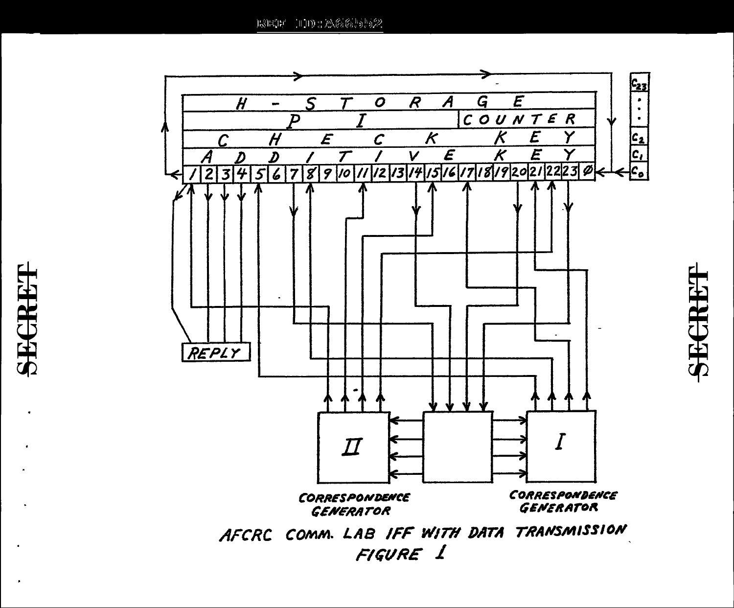AFCRC COMM. LAB IFF WITH DATA TRANSMISSION

FIGURE 1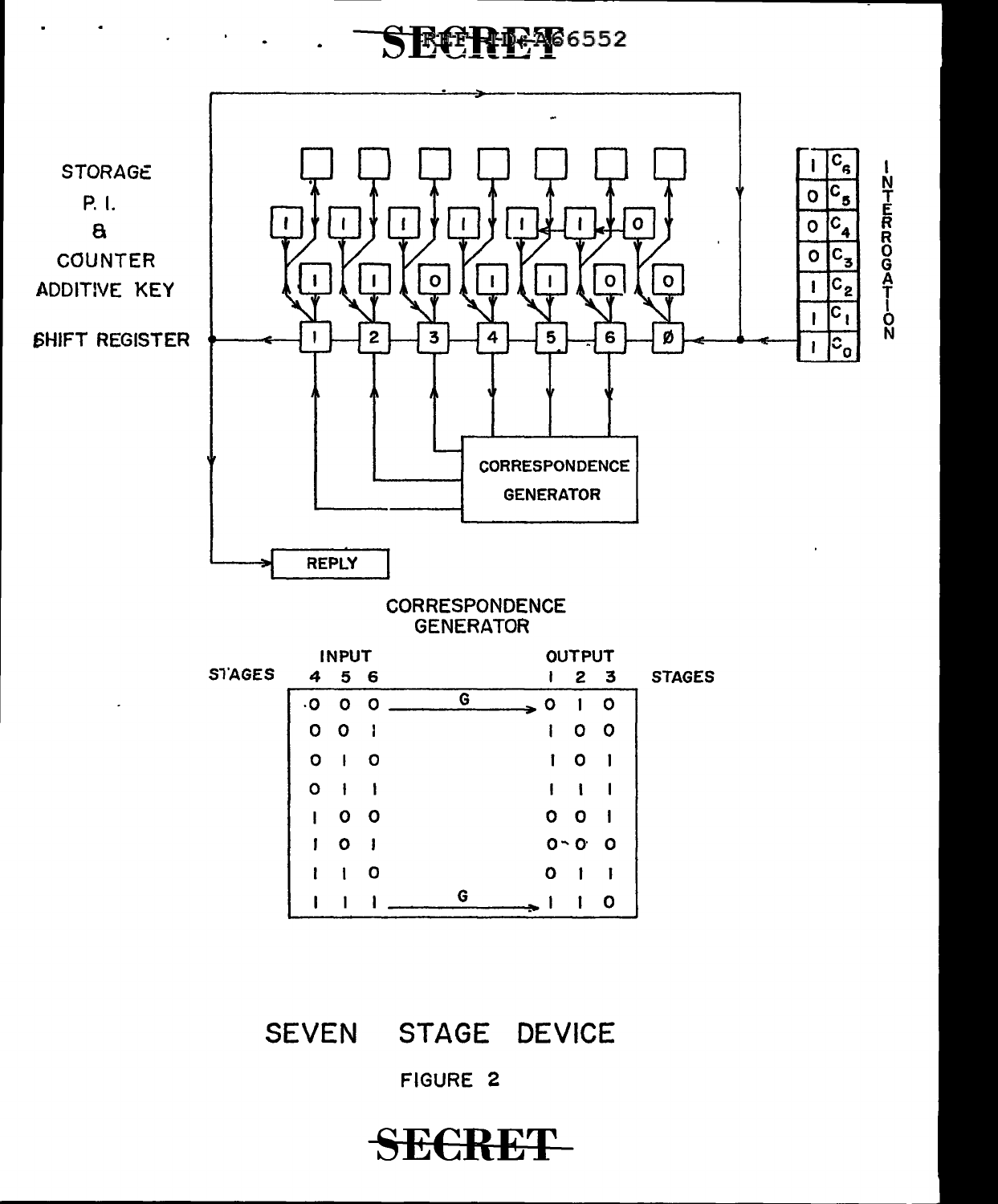STORAGE
P. I.
&
COUNTER
ADDITIVE KEY

SHIFT REGISTER

INTERROGATION

CORRESPONDENCE GENERATOR

REPLY

CORRESPONDENCE GENERATOR

| STAGES | INPUT 4 | 5 | 6 | | OUTPUT 1 | 2 | 3 | STAGES |
|---|---|---|---|---|---|---|---|---|
| | 0 | 0 | 0 | G → | 0 | 1 | 0 | |
| | 0 | 0 | 1 | | 1 | 0 | 0 | |
| | 0 | 1 | 0 | | 1 | 0 | 1 | |
| | 0 | 1 | 1 | | 1 | 1 | 1 | |
| | 1 | 0 | 0 | | 0 | 0 | 1 | |
| | 1 | 0 | 1 | | 0 | 0 | 0 | |
| | 1 | 1 | 0 | | 0 | 1 | 1 | |
| | 1 | 1 | 1 | G → | 1 | 1 | 0 | |

SEVEN STAGE DEVICE

FIGURE 2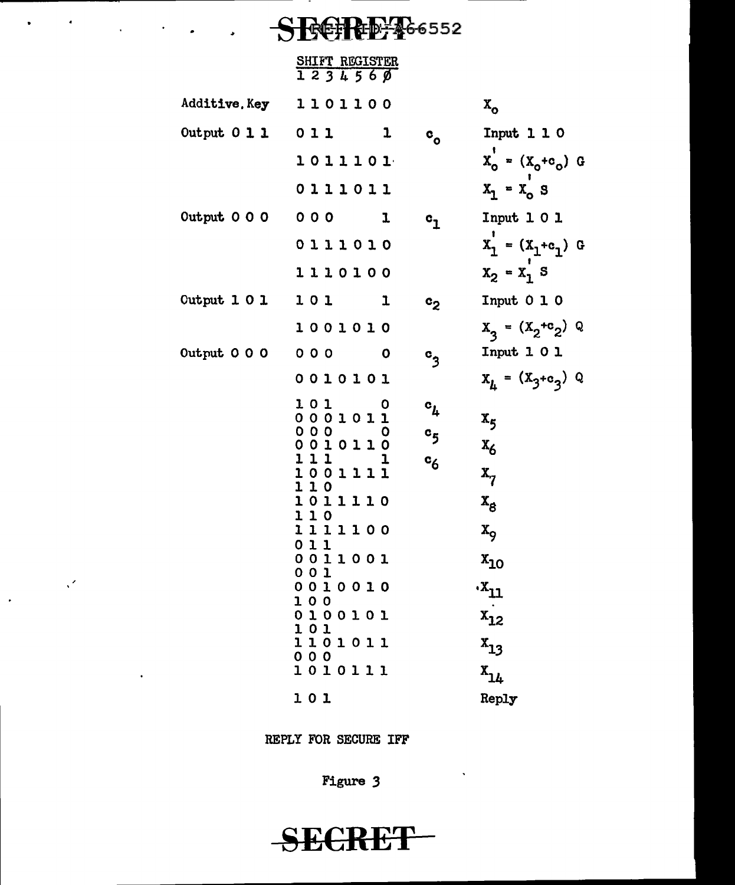| | SHIFT REGISTER 1 2 3 4 5 6 Ø | | |
|---|---|---|---|
| Additive. Key | 1 1 0 1 1 0 0 | | $X_o$ |
| Output 0 1 1 | 0 1 1 &nbsp;&nbsp;&nbsp;&nbsp; 1 | $c_o$ | Input 1 1 0 |
| | 1 0 1 1 1 0 1 | | $X_o' = (X_o + c_o)\ G$ |
| | 0 1 1 1 0 1 1 | | $X_1 = X_o'\ S$ |
| Output 0 0 0 | 0 0 0 &nbsp;&nbsp;&nbsp;&nbsp; 1 | $c_1$ | Input 1 0 1 |
| | 0 1 1 1 0 1 0 | | $X_1' = (X_1 + c_1)\ G$ |
| | 1 1 1 0 1 0 0 | | $X_2 = X_1'\ S$ |
| Output 1 0 1 | 1 0 1 &nbsp;&nbsp;&nbsp;&nbsp; 1 | $c_2$ | Input 0 1 0 |
| | 1 0 0 1 0 1 0 | | $X_3 = (X_2 + c_2)\ Q$ |
| Output 0 0 0 | 0 0 0 &nbsp;&nbsp;&nbsp;&nbsp; 0 | $c_3$ | Input 1 0 1 |
| | 0 0 1 0 1 0 1 | | $X_4 = (X_3 + c_3)\ Q$ |
| | 1 0 1 &nbsp;&nbsp;&nbsp;&nbsp; 0 | $c_4$ | |
| | 0 0 0 1 0 1 1 | | $X_5$ |
| | 0 0 0 &nbsp;&nbsp;&nbsp;&nbsp; 0 | $c_5$ | |
| | 0 0 1 0 1 1 0 | | $X_6$ |
| | 1 1 1 &nbsp;&nbsp;&nbsp;&nbsp; 1 | $c_6$ | |
| | 1 0 0 1 1 1 1 | | $X_7$ |
| | 1 1 0 | | |
| | 1 0 1 1 1 1 0 | | $X_8$ |
| | 1 1 0 | | |
| | 1 1 1 1 1 0 0 | | $X_9$ |
| | 0 1 1 | | |
| | 0 0 1 1 0 0 1 | | $X_{10}$ |
| | 0 0 1 | | |
| | 0 0 1 0 0 1 0 | | $X_{11}$ |
| | 1 0 0 | | |
| | 0 1 0 0 1 0 1 | | $X_{12}$ |
| | 1 0 1 | | |
| | 1 1 0 1 0 1 1 | | $X_{13}$ |
| | 0 0 0 | | |
| | 1 0 1 0 1 1 1 | | $X_{14}$ |
| | 1 0 1 | | Reply |

REPLY FOR SECURE IFF

Figure 3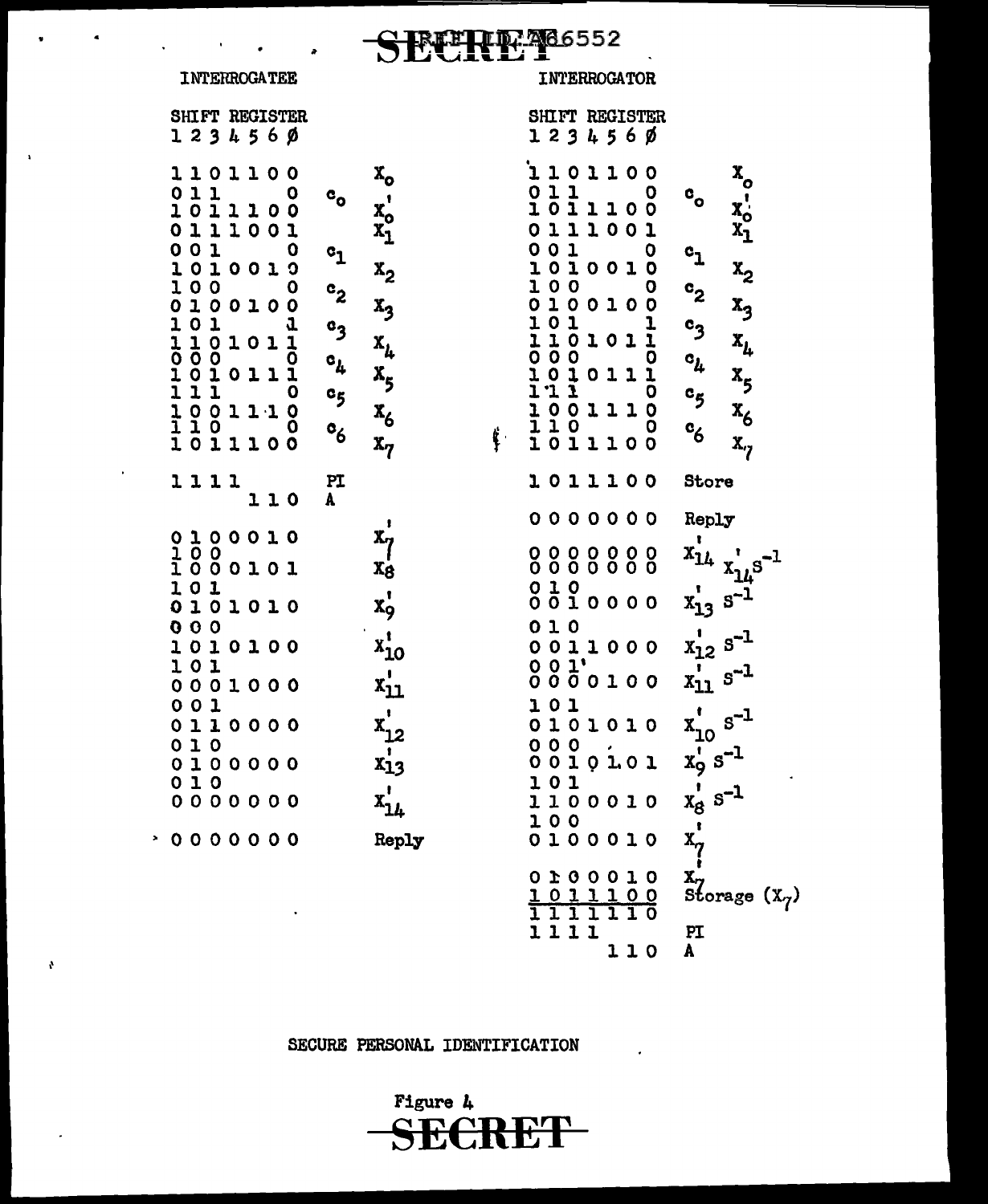SECRET REF ID:A66552

| INTERROGATEE | | | | INTERROGATOR | | |
|---|---|---|---|---|---|---|
| SHIFT REGISTER 1 2 3 4 5 6 ∅ | | | | SHIFT REGISTER 1 2 3 4 5 6 ∅ | | |
| 1 1 0 1 1 0 0 | | $X_o$ | | 1 1 0 1 1 0 0 | | $X_o$ |
| 0 1 1 &nbsp;&nbsp;&nbsp;&nbsp;&nbsp; 0 | $c_o$ | | | 0 1 1 &nbsp;&nbsp;&nbsp;&nbsp;&nbsp; 0 | $c_o$ | |
| 1 0 1 1 1 0 0 | | $X_o'$ | | 1 0 1 1 1 0 0 | | $X_o'$ |
| 0 1 1 1 0 0 1 | | $X_1$ | | 0 1 1 1 0 0 1 | | $X_1$ |
| 0 0 1 &nbsp;&nbsp;&nbsp;&nbsp;&nbsp; 0 | $c_1$ | | | 0 0 1 &nbsp;&nbsp;&nbsp;&nbsp;&nbsp; 0 | $c_1$ | |
| 1 0 1 0 0 1 0 | | $X_2$ | | 1 0 1 0 0 1 0 | | $X_2$ |
| 1 0 0 &nbsp;&nbsp;&nbsp;&nbsp;&nbsp; 0 | $c_2$ | | | 1 0 0 &nbsp;&nbsp;&nbsp;&nbsp;&nbsp; 0 | $c_2$ | |
| 0 1 0 0 1 0 0 | | $X_3$ | | 0 1 0 0 1 0 0 | | $X_3$ |
| 1 0 1 &nbsp;&nbsp;&nbsp;&nbsp;&nbsp; 1 | $c_3$ | | | 1 0 1 &nbsp;&nbsp;&nbsp;&nbsp;&nbsp; 1 | $c_3$ | |
| 1 1 0 1 0 1 1 | | $X_4$ | | 1 1 0 1 0 1 1 | | $X_4$ |
| 0 0 0 &nbsp;&nbsp;&nbsp;&nbsp;&nbsp; 0 | $c_4$ | | | 0 0 0 &nbsp;&nbsp;&nbsp;&nbsp;&nbsp; 0 | $c_4$ | |
| 1 0 1 0 1 1 1 | | $X_5$ | | 1 0 1 0 1 1 1 | | $X_5$ |
| 1 1 1 &nbsp;&nbsp;&nbsp;&nbsp;&nbsp; 0 | $c_5$ | | | 1 1 1 &nbsp;&nbsp;&nbsp;&nbsp;&nbsp; 0 | $c_5$ | |
| 1 0 0 1 1 1 0 | | $X_6$ | | 1 0 0 1 1 1 0 | | $X_6$ |
| 1 1 0 &nbsp;&nbsp;&nbsp;&nbsp;&nbsp; 0 | $c_6$ | | | 1 1 0 &nbsp;&nbsp;&nbsp;&nbsp;&nbsp; 0 | $c_6$ | |
| 1 0 1 1 1 0 0 | | $X_7$ | | 1 0 1 1 1 0 0 | | $X_7$ |
| 1 1 1 1 | PI | | | 1 0 1 1 1 0 0 | Store | |
| &nbsp;&nbsp;&nbsp;&nbsp;&nbsp;&nbsp; 1 1 0 | A | | | 0 0 0 0 0 0 0 | Reply | |
| 0 1 0 0 0 1 0 | | $X_7'$ | | 0 0 0 0 0 0 0 | $X_{14}'$ | |
| 1 0 0 | | | | 0 0 0 0 0 0 0 | $X_{14}' S^{-1}$ | |
| 1 0 0 0 1 0 1 | | $X_8$ | | 0 1 0 | | |
| 1 0 1 | | | | 0 0 1 0 0 0 0 | $X_{13}' S^{-1}$ | |
| 0 1 0 1 0 1 0 | | $X_9'$ | | 0 1 0 | | |
| 0 0 0 | | | | 0 0 1 1 0 0 0 | $X_{12}' S^{-1}$ | |
| 1 0 1 0 1 0 0 | | $X_{10}'$ | | 0 0 1 | | |
| 1 0 1 | | | | 0 0 0 0 1 0 0 | $X_{11}' S^{-1}$ | |
| 0 0 0 1 0 0 0 | | $X_{11}'$ | | 1 0 1 | | |
| 0 0 1 | | | | 0 1 0 1 0 1 0 | $X_{10}' S^{-1}$ | |
| 0 1 1 0 0 0 0 | | $X_{12}'$ | | 0 0 0 | | |
| 0 1 0 | | | | 0 0 1 0 1 0 1 | $X_9' S^{-1}$ | |
| 0 1 0 0 0 0 0 | | $X_{13}'$ | | 1 0 1 | | |
| 0 1 0 | | | | 1 1 0 0 0 1 0 | $X_8' S^{-1}$ | |
| 0 0 0 0 0 0 0 | | $X_{14}'$ | | 1 0 0 | | |
| 0 0 0 0 0 0 0 | | Reply | | 0 1 0 0 0 1 0 | $X_7'$ | |
| | | | | 0 1 0 0 0 1 0 | $X_7'$ | |
| | | | | 1 0 1 1 1 0 0 | Storage ($X_7$) | |
| | | | | 1 1 1 1 1 1 0 | | |
| | | | | 1 1 1 1 | PI | |
| | | | | &nbsp;&nbsp;&nbsp;&nbsp;&nbsp;&nbsp; 1 1 0 | A | |

SECURE PERSONAL IDENTIFICATION

Figure 4

SECRET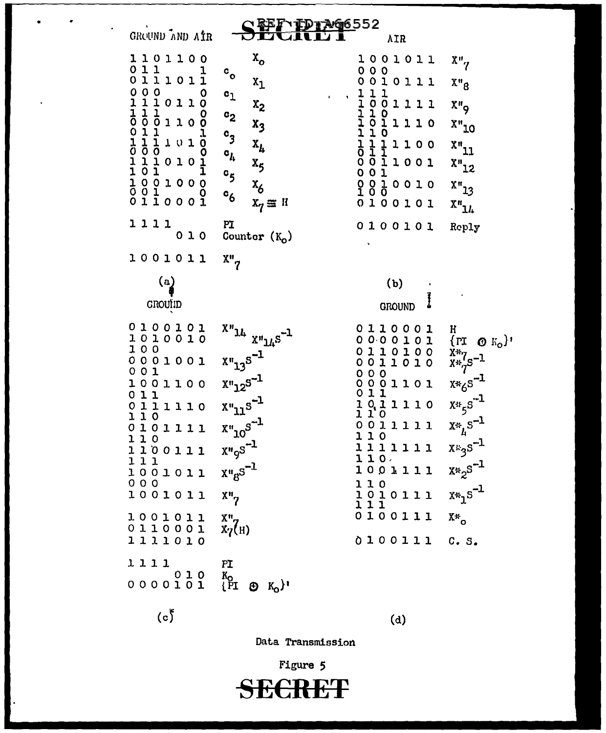**GROUND AND AIR**

| Bits | Label |
|---|---|
| 1 1 0 1 1 0 0 | $X_o$ |
| 0 1 1 &nbsp;&nbsp;&nbsp;&nbsp;&nbsp;&nbsp;&nbsp; 1 | $c_o$ |
| 0 1 1 1 0 1 1 | $X_1$ |
| 0 0 0 &nbsp;&nbsp;&nbsp;&nbsp;&nbsp;&nbsp;&nbsp; 0 | $c_1$ |
| 1 1 1 0 1 1 0 | $X_2$ |
| 1 1 1 &nbsp;&nbsp;&nbsp;&nbsp;&nbsp;&nbsp;&nbsp; 0 | $c_2$ |
| 0 0 0 1 1 0 0 | $X_3$ |
| 0 1 1 &nbsp;&nbsp;&nbsp;&nbsp;&nbsp;&nbsp;&nbsp; 1 | $c_3$ |
| 1 1 1 1 0 1 0 | $X_4$ |
| 0 0 0 &nbsp;&nbsp;&nbsp;&nbsp;&nbsp;&nbsp;&nbsp; 0 | $c_4$ |
| 1 1 1 0 1 0 1 | $X_5$ |
| 1 0 1 &nbsp;&nbsp;&nbsp;&nbsp;&nbsp;&nbsp;&nbsp; 1 | $c_5$ |
| 1 0 0 1 0 0 0 | $X_6$ |
| 0 0 1 &nbsp;&nbsp;&nbsp;&nbsp;&nbsp;&nbsp;&nbsp; 0 | $c_6$ |
| 0 1 1 0 0 0 1 | $X_7 \equiv H$ |
| | |
| 1 1 1 1 | PI |
| &nbsp;&nbsp;&nbsp;&nbsp;&nbsp;&nbsp;&nbsp;&nbsp; 0 1 0 | Counter ($K_o$) |
| | |
| 1 0 0 1 0 1 1 | $X''_7$ |

(a)

**AIR**

| Bits | Label |
|---|---|
| 1 0 0 1 0 1 1 | $X''_7$ |
| 0 0 0 | |
| 0 0 1 0 1 1 1 | $X''_8$ |
| 1 1 1 | |
| 1 0 0 1 1 1 1 | $X''_9$ |
| 1 1 0 | |
| 1 0 1 1 1 1 0 | $X''_{10}$ |
| 1 1 0 | |
| 1 1 1 1 1 0 0 | $X''_{11}$ |
| 0 1 1 | |
| 0 0 1 1 0 0 1 | $X''_{12}$ |
| 0 0 1 | |
| 0 0 1 0 0 1 0 | $X''_{13}$ |
| 1 0 0 | |
| 0 1 0 0 1 0 1 | $X''_{14}$ |
| | |
| 0 1 0 0 1 0 1 | Reply |

(b)

**GROUND**

| Bits | Label |
|---|---|
| 0 1 0 0 1 0 1 | $X''_{14}$ |
| 1 0 1 0 0 1 0 | $X''_{14}S^{-1}$ |
| 1 0 0 | |
| 0 0 0 1 0 0 1 | $X''_{13}S^{-1}$ |
| 0 0 1 | |
| 1 0 0 1 1 0 0 | $X''_{12}S^{-1}$ |
| 0 1 1 | |
| 0 1 1 1 1 1 0 | $X''_{11}S^{-1}$ |
| 1 1 0 | |
| 0 1 0 1 1 1 1 | $X''_{10}S^{-1}$ |
| 1 1 0 | |
| 1 1 0 0 1 1 1 | $X''_9S^{-1}$ |
| 1 1 1 | |
| 1 0 0 1 0 1 1 | $X''_8S^{-1}$ |
| 0 0 0 | |
| 1 0 0 1 0 1 1 | $X''_7$ |
| | |
| 1 0 0 1 0 1 1 | $X''_7$ |
| 0 1 1 0 0 0 1 | $X_7$(H) |
| 1 1 1 1 0 1 0 | |
| | |
| 1 1 1 1 | PI |
| &nbsp;&nbsp;&nbsp;&nbsp;&nbsp;&nbsp;&nbsp;&nbsp; 0 1 0 | $K_o$ |
| 0 0 0 0 1 0 1 | $\{PI \oplus K_o\}'$ |

(c)

**GROUND**

| Bits | Label |
|---|---|
| 0 1 1 0 0 0 1 | H |
| 0 0 0 0 1 0 1 | $\{PI \oplus K_o\}'$ |
| 0 1 1 0 1 0 0 | $X^*_7$ |
| 0 0 1 1 0 1 0 | $X^*_7S^{-1}$ |
| 0 0 0 | |
| 0 0 0 1 1 0 1 | $X^*_6S^{-1}$ |
| 0 1 1 | |
| 1 0 1 1 1 1 0 | $X^*_5S^{-1}$ |
| 1 1 0 | |
| 0 0 1 1 1 1 1 | $X^*_4S^{-1}$ |
| 1 1 0 | |
| 1 1 1 1 1 1 1 | $X^*_3S^{-1}$ |
| 1 1 0 | |
| 1 0 0 1 1 1 1 | $X^*_2S^{-1}$ |
| 1 1 0 | |
| 1 0 1 0 1 1 1 | $X^*_1S^{-1}$ |
| 1 1 1 | |
| 0 1 0 0 1 1 1 | $X^*_o$ |
| | |
| 0 1 0 0 1 1 1 | C. S. |

(d)

Data Transmission

Figure 5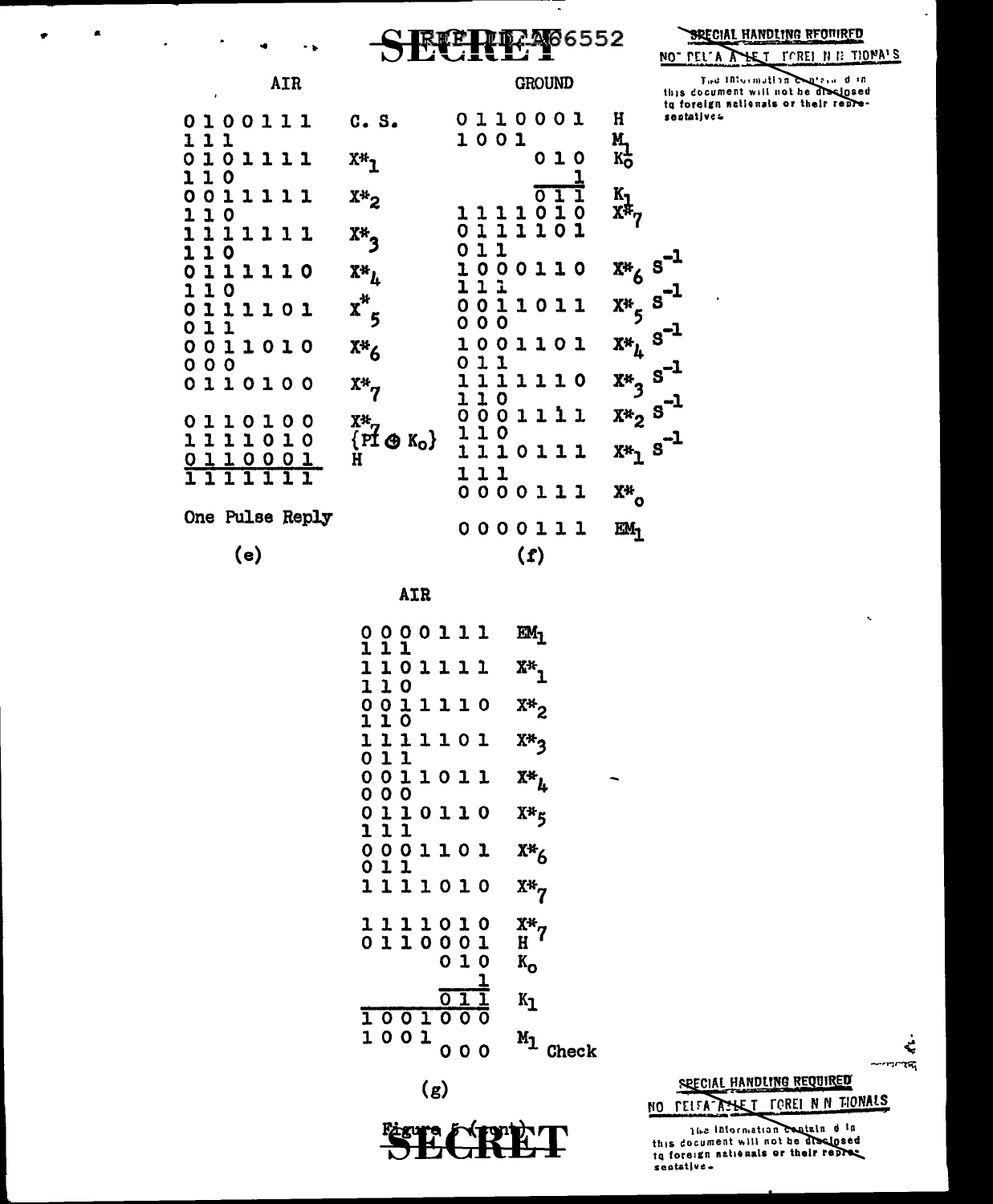SPECIAL HANDLING REQUIRED
NOT RELEASABLE TO FOREIGN NATIONALS

The information contained in this document will not be disclosed to foreign nationals or their representatives.

AIR

```
0100111      C. S.
111
0101111      X*1
110
0011111      X*2
110
1111111      X*3
110
0111110      X*4
110
0111101      X*5
011
0011010      X*6
000
0110100      X*7

0110100      X*7
1111010      {PI ⊕ K0}
0110001      H
-------
1111111
```

One Pulse Reply

(e)

GROUND

```
0110001      H
1001         M1
    010      K0
      1
    ---
    011      K1
1111010      X*7
0111101
011
1000110      X*6 S^-1
111
0011011      X*5 S^-1
000
1001101      X*4 S^-1
011
1111110      X*3 S^-1
110
0001111      X*2 S^-1
110
1110111      X*1 S^-1
111
0000111      X*0

0000111      EM1
```

(f)

AIR

```
0000111      EM1
111
1101111      X*1
110
0011110      X*2
110
1111101      X*3
011
0011011      X*4
000
0110110      X*5
111
0001101      X*6
011
1111010      X*7

1111010      X*7
0110001      H
    010      K0
      1
    ---
    011      K1
-------
1001000
1001
    000      M1 Check
```

(g)

Figure 5 (cont)

SPECIAL HANDLING REQUIRED
NOT RELEASABLE TO FOREIGN NATIONALS

The information contained in this document will not be disclosed to foreign nationals or their representatives.